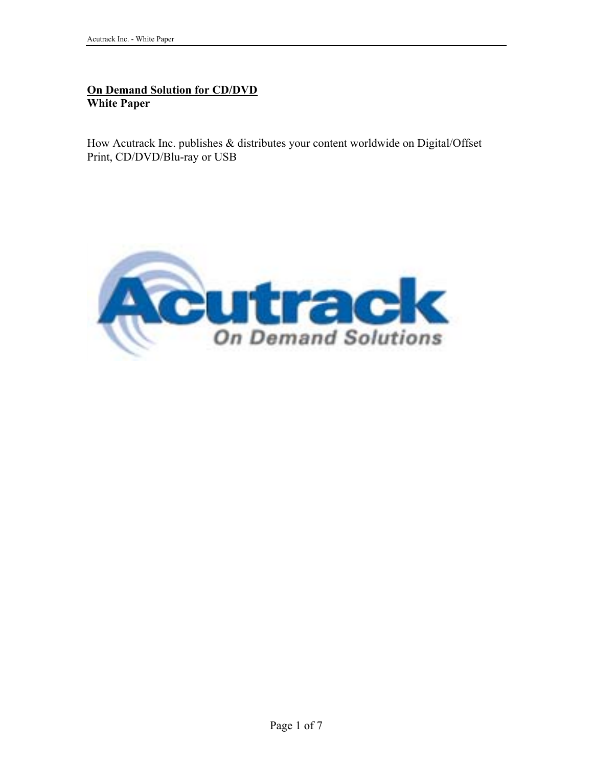**<u>On Demand Solution for CD/DVD</u>**
**White Paper**

How Acutrack Inc. publishes & distributes your content worldwide on Digital/Offset Print, CD/DVD/Blu-ray or USB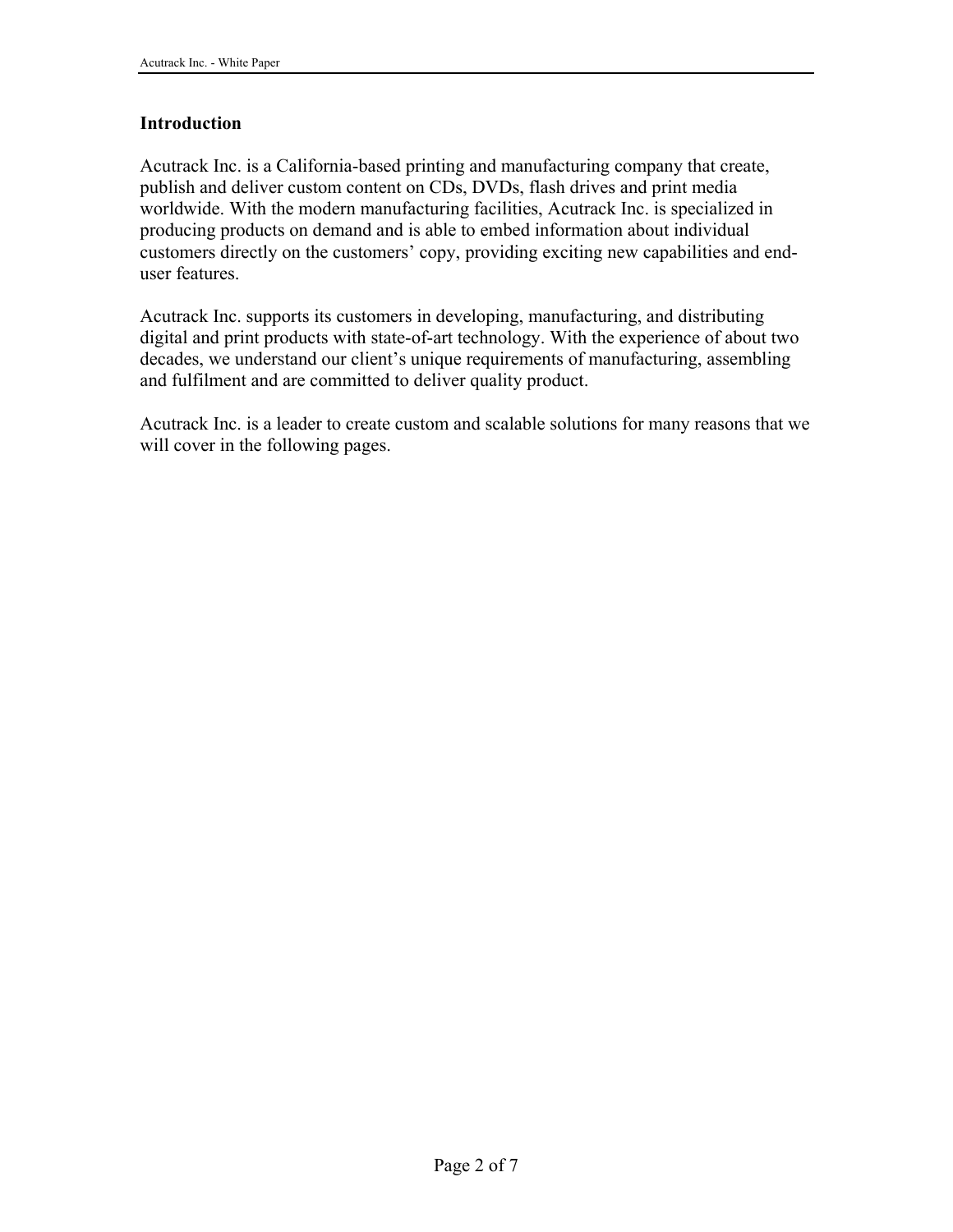## Introduction

Acutrack Inc. is a California-based printing and manufacturing company that create, publish and deliver custom content on CDs, DVDs, flash drives and print media worldwide. With the modern manufacturing facilities, Acutrack Inc. is specialized in producing products on demand and is able to embed information about individual customers directly on the customers' copy, providing exciting new capabilities and end-user features.

Acutrack Inc. supports its customers in developing, manufacturing, and distributing digital and print products with state-of-art technology. With the experience of about two decades, we understand our client's unique requirements of manufacturing, assembling and fulfilment and are committed to deliver quality product.

Acutrack Inc. is a leader to create custom and scalable solutions for many reasons that we will cover in the following pages.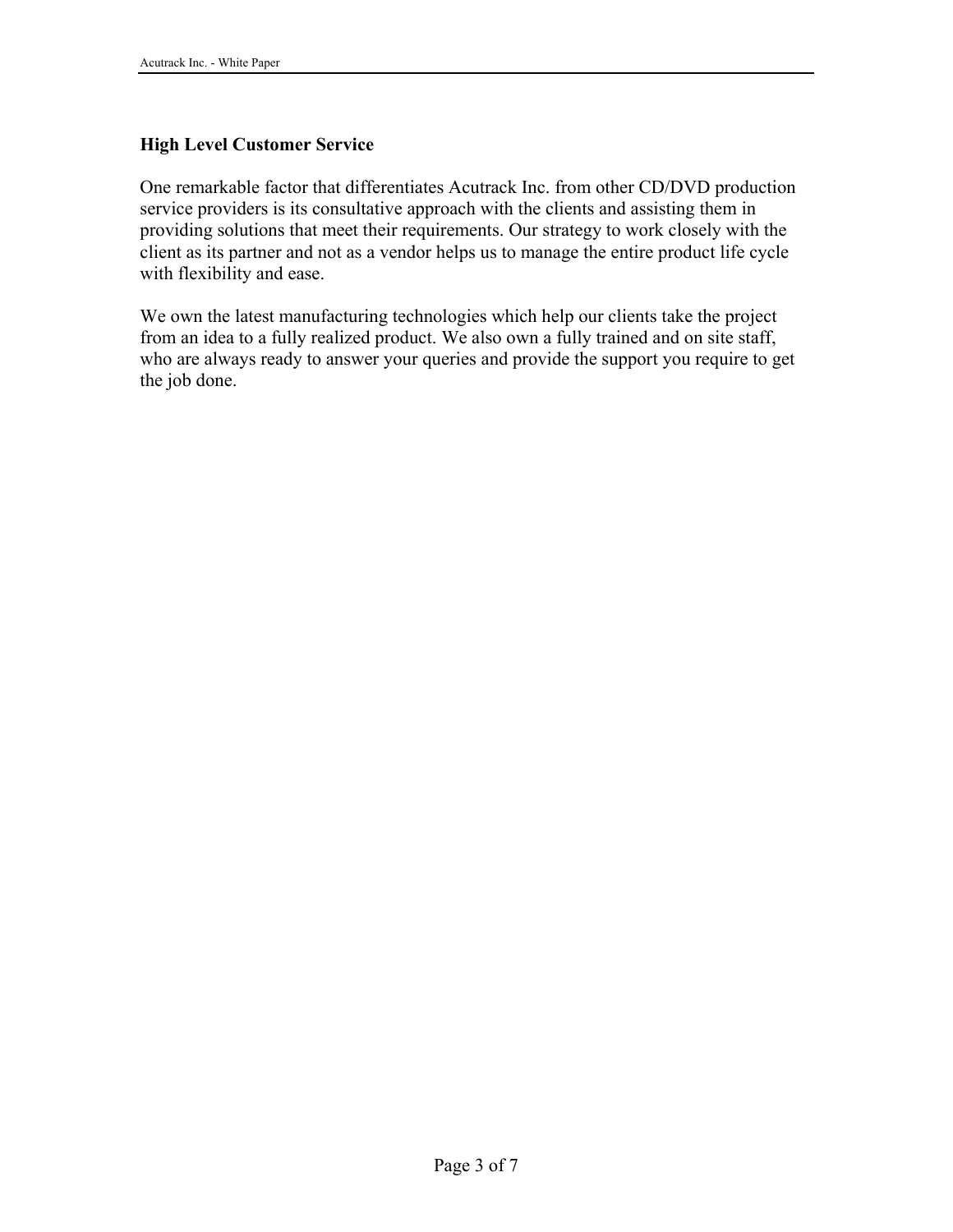## High Level Customer Service

One remarkable factor that differentiates Acutrack Inc. from other CD/DVD production service providers is its consultative approach with the clients and assisting them in providing solutions that meet their requirements. Our strategy to work closely with the client as its partner and not as a vendor helps us to manage the entire product life cycle with flexibility and ease.

We own the latest manufacturing technologies which help our clients take the project from an idea to a fully realized product. We also own a fully trained and on site staff, who are always ready to answer your queries and provide the support you require to get the job done.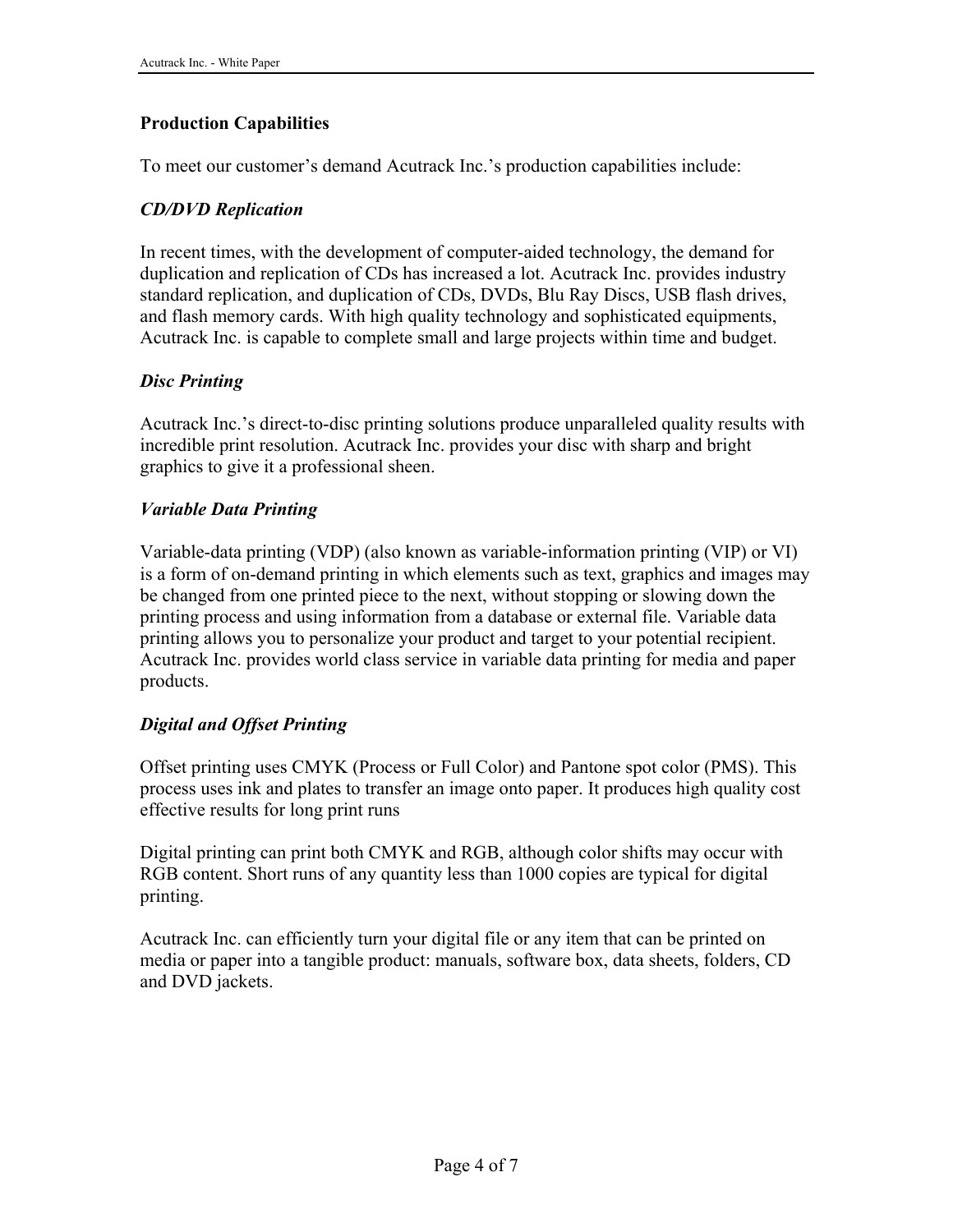**Production Capabilities**

To meet our customer's demand Acutrack Inc.'s production capabilities include:

***CD/DVD Replication***

In recent times, with the development of computer-aided technology, the demand for duplication and replication of CDs has increased a lot. Acutrack Inc. provides industry standard replication, and duplication of CDs, DVDs, Blu Ray Discs, USB flash drives, and flash memory cards. With high quality technology and sophisticated equipments, Acutrack Inc. is capable to complete small and large projects within time and budget.

***Disc Printing***

Acutrack Inc.'s direct-to-disc printing solutions produce unparalleled quality results with incredible print resolution. Acutrack Inc. provides your disc with sharp and bright graphics to give it a professional sheen.

***Variable Data Printing***

Variable-data printing (VDP) (also known as variable-information printing (VIP) or VI) is a form of on-demand printing in which elements such as text, graphics and images may be changed from one printed piece to the next, without stopping or slowing down the printing process and using information from a database or external file. Variable data printing allows you to personalize your product and target to your potential recipient. Acutrack Inc. provides world class service in variable data printing for media and paper products.

***Digital and Offset Printing***

Offset printing uses CMYK (Process or Full Color) and Pantone spot color (PMS). This process uses ink and plates to transfer an image onto paper. It produces high quality cost effective results for long print runs

Digital printing can print both CMYK and RGB, although color shifts may occur with RGB content. Short runs of any quantity less than 1000 copies are typical for digital printing.

Acutrack Inc. can efficiently turn your digital file or any item that can be printed on media or paper into a tangible product: manuals, software box, data sheets, folders, CD and DVD jackets.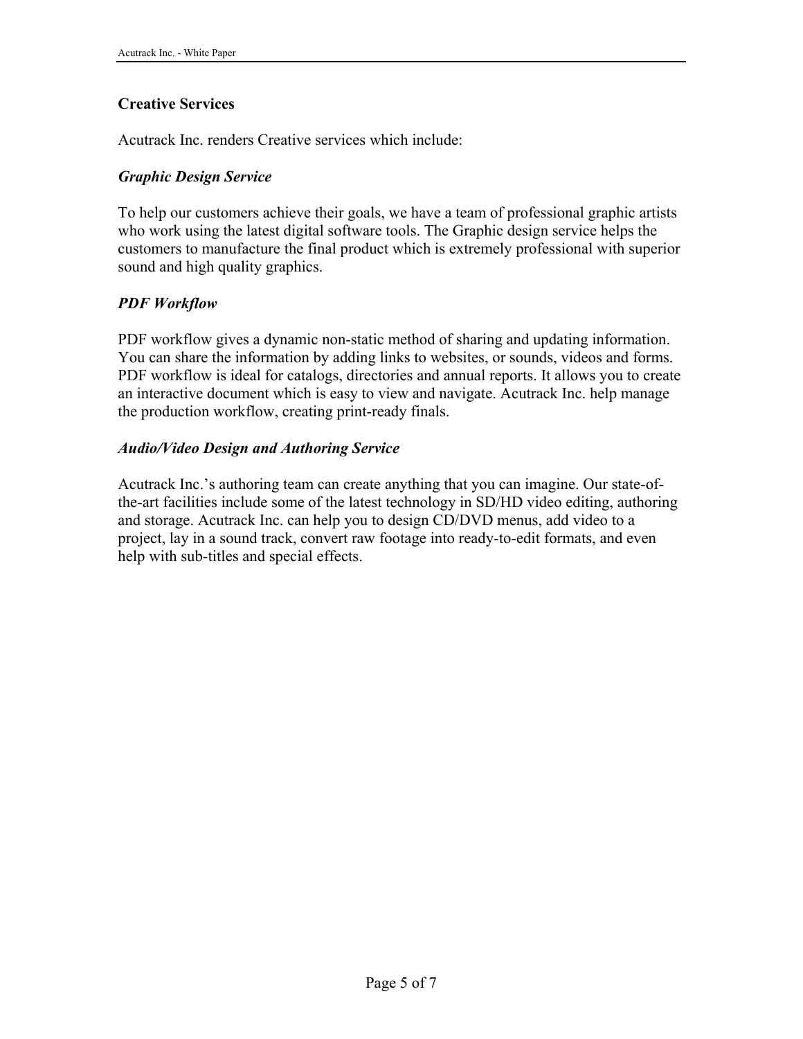## Creative Services

Acutrack Inc. renders Creative services which include:

### *Graphic Design Service*

To help our customers achieve their goals, we have a team of professional graphic artists who work using the latest digital software tools. The Graphic design service helps the customers to manufacture the final product which is extremely professional with superior sound and high quality graphics.

### *PDF Workflow*

PDF workflow gives a dynamic non-static method of sharing and updating information. You can share the information by adding links to websites, or sounds, videos and forms. PDF workflow is ideal for catalogs, directories and annual reports. It allows you to create an interactive document which is easy to view and navigate. Acutrack Inc. help manage the production workflow, creating print-ready finals.

### *Audio/Video Design and Authoring Service*

Acutrack Inc.'s authoring team can create anything that you can imagine. Our state-of-the-art facilities include some of the latest technology in SD/HD video editing, authoring and storage. Acutrack Inc. can help you to design CD/DVD menus, add video to a project, lay in a sound track, convert raw footage into ready-to-edit formats, and even help with sub-titles and special effects.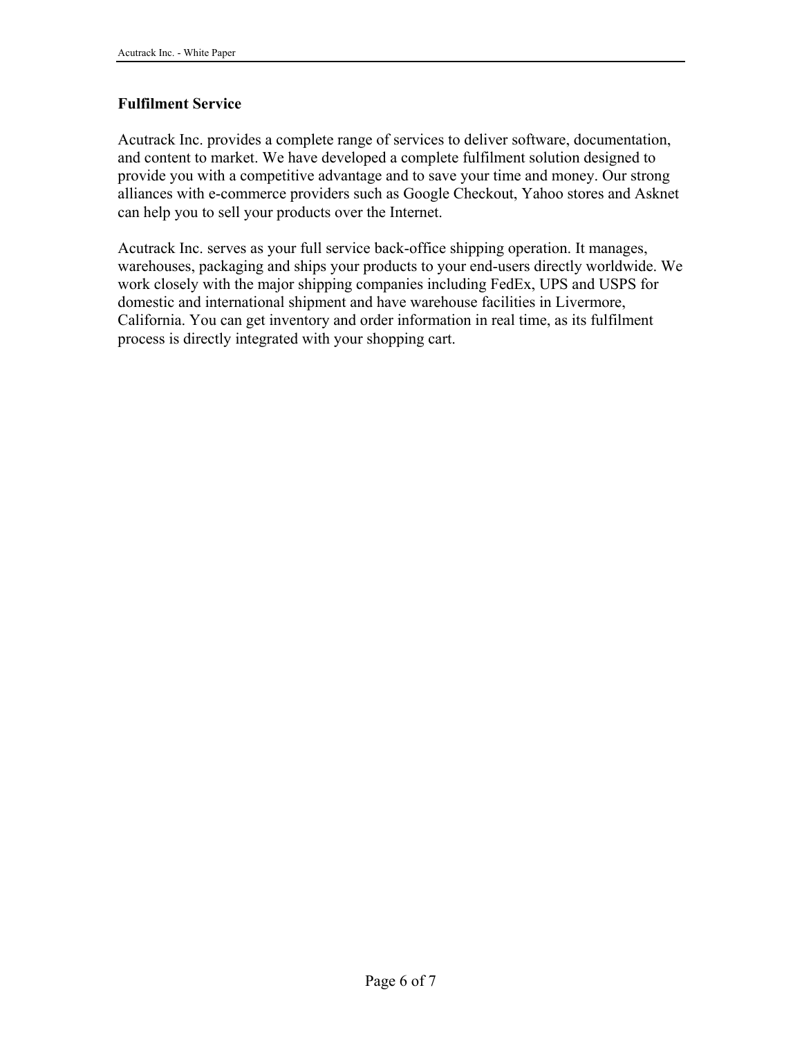## Fulfilment Service

Acutrack Inc. provides a complete range of services to deliver software, documentation, and content to market. We have developed a complete fulfilment solution designed to provide you with a competitive advantage and to save your time and money. Our strong alliances with e-commerce providers such as Google Checkout, Yahoo stores and Asknet can help you to sell your products over the Internet.

Acutrack Inc. serves as your full service back-office shipping operation. It manages, warehouses, packaging and ships your products to your end-users directly worldwide. We work closely with the major shipping companies including FedEx, UPS and USPS for domestic and international shipment and have warehouse facilities in Livermore, California. You can get inventory and order information in real time, as its fulfilment process is directly integrated with your shopping cart.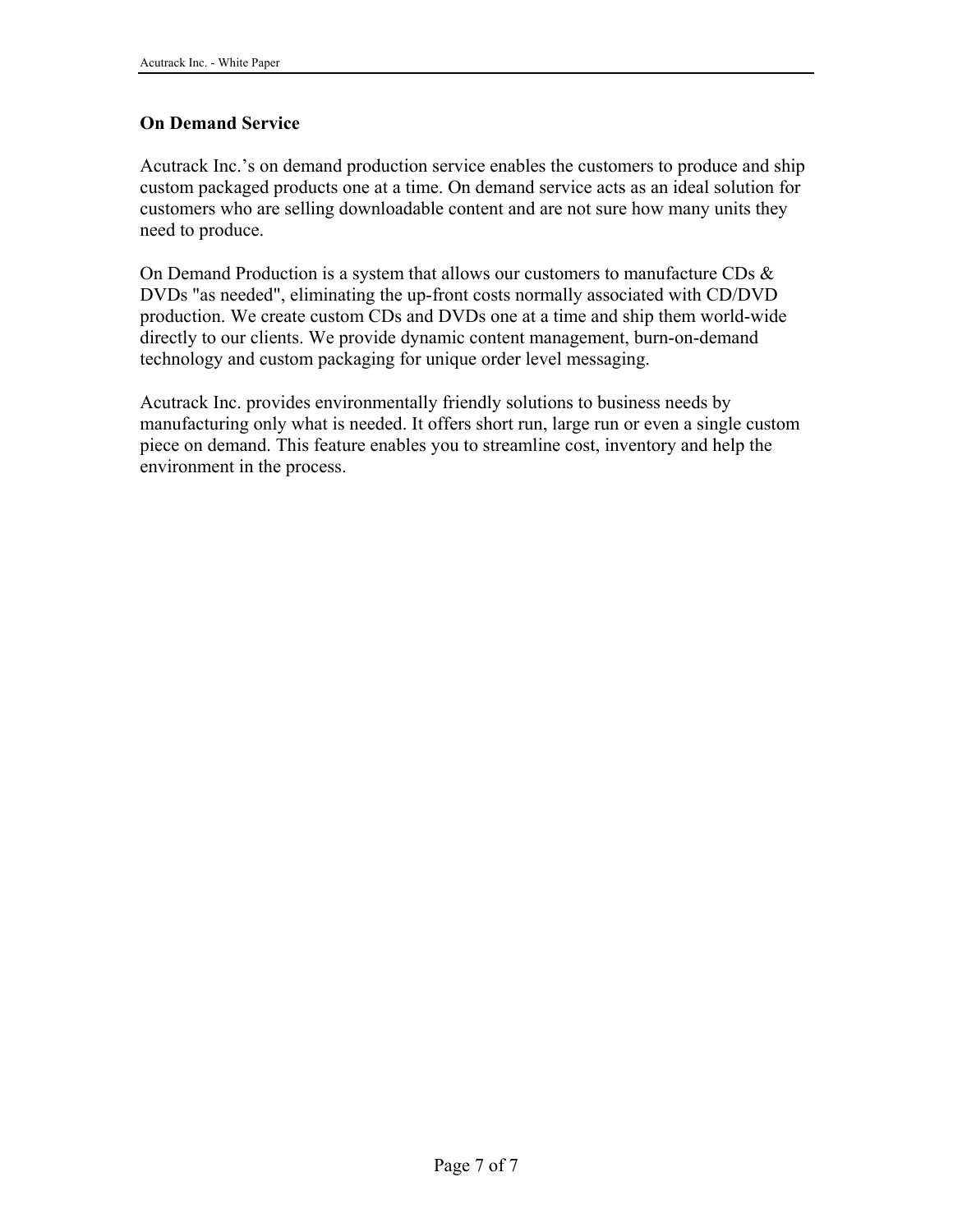## On Demand Service

Acutrack Inc.'s on demand production service enables the customers to produce and ship custom packaged products one at a time. On demand service acts as an ideal solution for customers who are selling downloadable content and are not sure how many units they need to produce.

On Demand Production is a system that allows our customers to manufacture CDs & DVDs "as needed", eliminating the up-front costs normally associated with CD/DVD production. We create custom CDs and DVDs one at a time and ship them world-wide directly to our clients. We provide dynamic content management, burn-on-demand technology and custom packaging for unique order level messaging.

Acutrack Inc. provides environmentally friendly solutions to business needs by manufacturing only what is needed. It offers short run, large run or even a single custom piece on demand. This feature enables you to streamline cost, inventory and help the environment in the process.